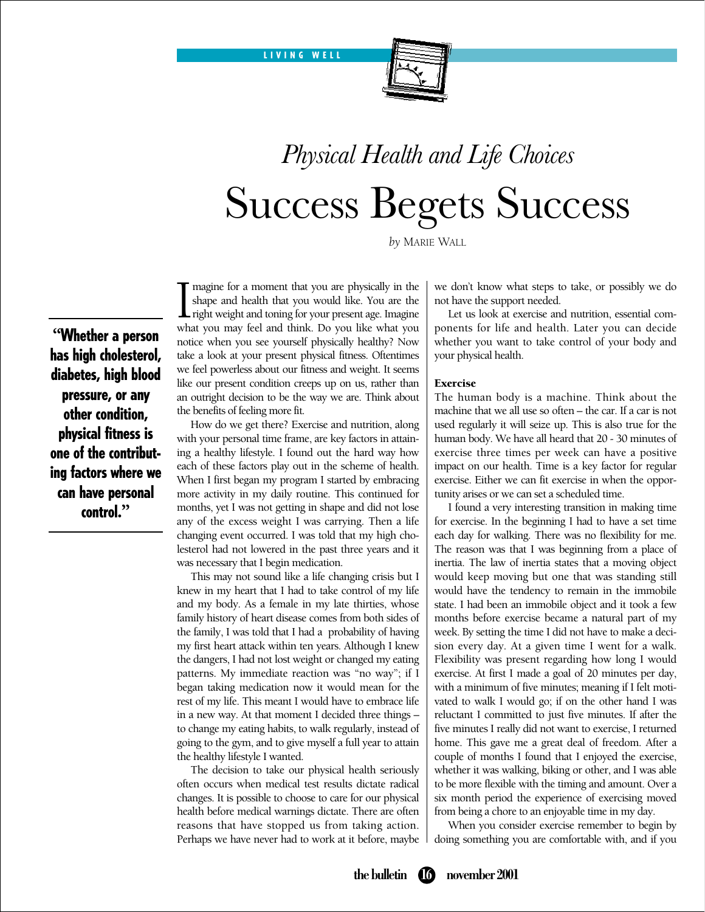LIVING WELL

*Physical Health and Life Choices*

# Success Begets Success

*by* MARIE WALL

Imagine for a moment that you are physically in the shape and health that you would like. You are the right weight and toning for your present age. Imagine what you may feel and think. Do you like what you notice when you see yourself physically healthy? Now take a look at your present physical fitness. Oftentimes we feel powerless about our fitness and weight. It seems like our present condition creeps up on us, rather than an outright decision to be the way we are. Think about the benefits of feeling more fit.

How do we get there? Exercise and nutrition, along with your personal time frame, are key factors in attaining a healthy lifestyle. I found out the hard way how each of these factors play out in the scheme of health. When I first began my program I started by embracing more activity in my daily routine. This continued for months, yet I was not getting in shape and did not lose any of the excess weight I was carrying. Then a life changing event occurred. I was told that my high cholesterol had not lowered in the past three years and it was necessary that I begin medication.

> **"Whether a person has high cholesterol, diabetes, high blood pressure, or any other condition, physical fitness is one of the contributing factors where we can have personal control."**

This may not sound like a life changing crisis but I knew in my heart that I had to take control of my life and my body. As a female in my late thirties, whose family history of heart disease comes from both sides of the family, I was told that I had a probability of having my first heart attack within ten years. Although I knew the dangers, I had not lost weight or changed my eating patterns. My immediate reaction was "no way"; if I began taking medication now it would mean for the rest of my life. This meant I would have to embrace life in a new way. At that moment I decided three things – to change my eating habits, to walk regularly, instead of going to the gym, and to give myself a full year to attain the healthy lifestyle I wanted.

The decision to take our physical health seriously often occurs when medical test results dictate radical changes. It is possible to choose to care for our physical health before medical warnings dictate. There are often reasons that have stopped us from taking action. Perhaps we have never had to work at it before, maybe we don't know what steps to take, or possibly we do not have the support needed.

Let us look at exercise and nutrition, essential components for life and health. Later you can decide whether you want to take control of your body and your physical health.

**Exercise**

The human body is a machine. Think about the machine that we all use so often – the car. If a car is not used regularly it will seize up. This is also true for the human body. We have all heard that 20 - 30 minutes of exercise three times per week can have a positive impact on our health. Time is a key factor for regular exercise. Either we can fit exercise in when the opportunity arises or we can set a scheduled time.

I found a very interesting transition in making time for exercise. In the beginning I had to have a set time each day for walking. There was no flexibility for me. The reason was that I was beginning from a place of inertia. The law of inertia states that a moving object would keep moving but one that was standing still would have the tendency to remain in the immobile state. I had been an immobile object and it took a few months before exercise became a natural part of my week. By setting the time I did not have to make a decision every day. At a given time I went for a walk. Flexibility was present regarding how long I would exercise. At first I made a goal of 20 minutes per day, with a minimum of five minutes; meaning if I felt motivated to walk I would go; if on the other hand I was reluctant I committed to just five minutes. If after the five minutes I really did not want to exercise, I returned home. This gave me a great deal of freedom. After a couple of months I found that I enjoyed the exercise, whether it was walking, biking or other, and I was able to be more flexible with the timing and amount. Over a six month period the experience of exercising moved from being a chore to an enjoyable time in my day.

When you consider exercise remember to begin by doing something you are comfortable with, and if you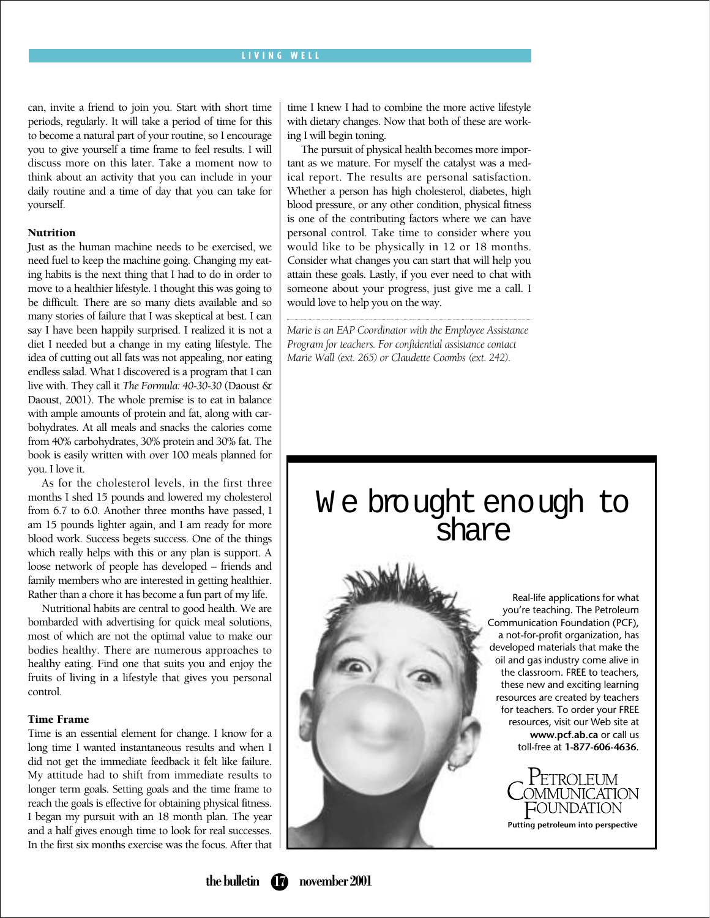can, invite a friend to join you. Start with short time periods, regularly. It will take a period of time for this to become a natural part of your routine, so I encourage you to give yourself a time frame to feel results. I will discuss more on this later. Take a moment now to think about an activity that you can include in your daily routine and a time of day that you can take for yourself.

**Nutrition**

Just as the human machine needs to be exercised, we need fuel to keep the machine going. Changing my eating habits is the next thing that I had to do in order to move to a healthier lifestyle. I thought this was going to be difficult. There are so many diets available and so many stories of failure that I was skeptical at best. I can say I have been happily surprised. I realized it is not a diet I needed but a change in my eating lifestyle. The idea of cutting out all fats was not appealing, nor eating endless salad. What I discovered is a program that I can live with. They call it *The Formula: 40-30-30* (Daoust & Daoust, 2001). The whole premise is to eat in balance with ample amounts of protein and fat, along with carbohydrates. At all meals and snacks the calories come from 40% carbohydrates, 30% protein and 30% fat. The book is easily written with over 100 meals planned for you. I love it.

As for the cholesterol levels, in the first three months I shed 15 pounds and lowered my cholesterol from 6.7 to 6.0. Another three months have passed, I am 15 pounds lighter again, and I am ready for more blood work. Success begets success. One of the things which really helps with this or any plan is support. A loose network of people has developed – friends and family members who are interested in getting healthier. Rather than a chore it has become a fun part of my life.

Nutritional habits are central to good health. We are bombarded with advertising for quick meal solutions, most of which are not the optimal value to make our bodies healthy. There are numerous approaches to healthy eating. Find one that suits you and enjoy the fruits of living in a lifestyle that gives you personal control.

**Time Frame**

Time is an essential element for change. I know for a long time I wanted instantaneous results and when I did not get the immediate feedback it felt like failure. My attitude had to shift from immediate results to longer term goals. Setting goals and the time frame to reach the goals is effective for obtaining physical fitness. I began my pursuit with an 18 month plan. The year and a half gives enough time to look for real successes. In the first six months exercise was the focus. After that time I knew I had to combine the more active lifestyle with dietary changes. Now that both of these are working I will begin toning.

The pursuit of physical health becomes more important as we mature. For myself the catalyst was a medical report. The results are personal satisfaction. Whether a person has high cholesterol, diabetes, high blood pressure, or any other condition, physical fitness is one of the contributing factors where we can have personal control. Take time to consider where you would like to be physically in 12 or 18 months. Consider what changes you can start that will help you attain these goals. Lastly, if you ever need to chat with someone about your progress, just give me a call. I would love to help you on the way.

*Marie is an EAP Coordinator with the Employee Assistance Program for teachers. For confidential assistance contact Marie Wall (ext. 265) or Claudette Coombs (ext. 242).*

---

# We brought enough to share

Real-life applications for what you're teaching. The Petroleum Communication Foundation (PCF), a not-for-profit organization, has developed materials that make the oil and gas industry come alive in the classroom. FREE to teachers, these new and exciting learning resources are created by teachers for teachers. To order your FREE resources, visit our Web site at **www.pcf.ab.ca** or call us toll-free at **1-877-606-4636**.

Petroleum Communication Foundation

**Putting petroleum into perspective**